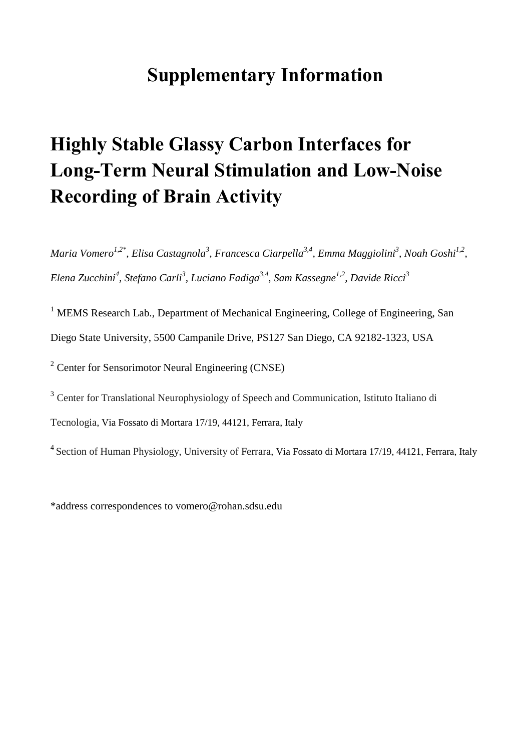# Supplementary Information

# Highly Stable Glassy Carbon Interfaces for Long-Term Neural Stimulation and Low-Noise Recording of Brain Activity

*Maria Vomero[1,2*], Elisa Castagnola[3], Francesca Ciarpella[3,4], Emma Maggiolini[3], Noah Goshi[1,2], Elena Zucchini[4], Stefano Carli[3], Luciano Fadiga[3,4], Sam Kassegne[1,2], Davide Ricci[3]*

[1] MEMS Research Lab., Department of Mechanical Engineering, College of Engineering, San Diego State University, 5500 Campanile Drive, PS127 San Diego, CA 92182-1323, USA

[2] Center for Sensorimotor Neural Engineering (CNSE)

[3] Center for Translational Neurophysiology of Speech and Communication, Istituto Italiano di Tecnologia, Via Fossato di Mortara 17/19, 44121, Ferrara, Italy

[4] Section of Human Physiology, University of Ferrara, Via Fossato di Mortara 17/19, 44121, Ferrara, Italy

*address correspondences to vomero@rohan.sdsu.edu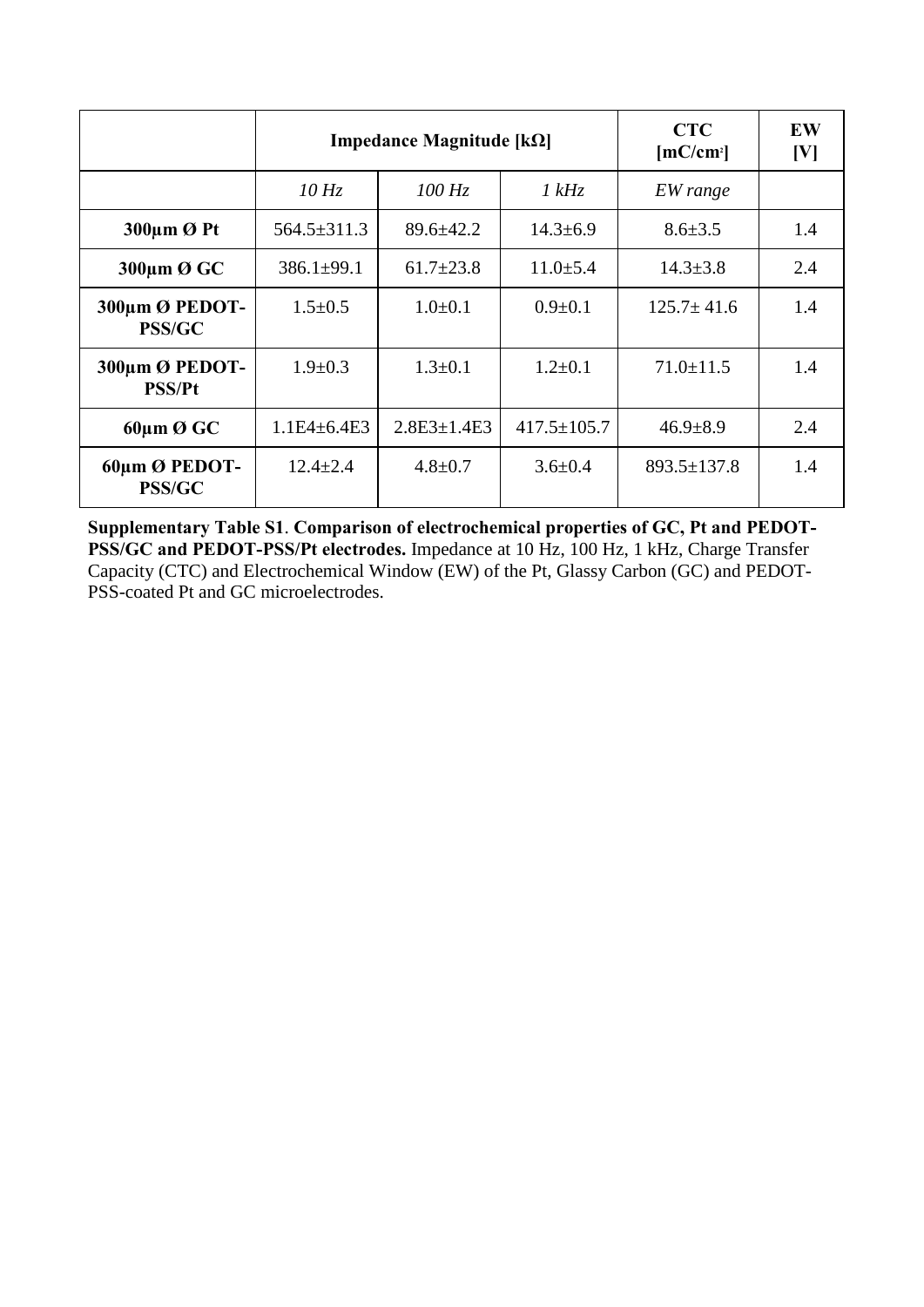| | Impedance Magnitude [kΩ] | | | CTC [mC/cm$^2$] | EW [V] |
|---|---|---|---|---|---|
| | *10 Hz* | *100 Hz* | *1 kHz* | *EW range* | |
| **300µm Ø Pt** | 564.5±311.3 | 89.6±42.2 | 14.3±6.9 | 8.6±3.5 | 1.4 |
| **300µm Ø GC** | 386.1±99.1 | 61.7±23.8 | 11.0±5.4 | 14.3±3.8 | 2.4 |
| **300µm Ø PEDOT-PSS/GC** | 1.5±0.5 | 1.0±0.1 | 0.9±0.1 | 125.7± 41.6 | 1.4 |
| **300µm Ø PEDOT-PSS/Pt** | 1.9±0.3 | 1.3±0.1 | 1.2±0.1 | 71.0±11.5 | 1.4 |
| **60µm Ø GC** | 1.1E4±6.4E3 | 2.8E3±1.4E3 | 417.5±105.7 | 46.9±8.9 | 2.4 |
| **60µm Ø PEDOT-PSS/GC** | 12.4±2.4 | 4.8±0.7 | 3.6±0.4 | 893.5±137.8 | 1.4 |

**Supplementary Table S1**. **Comparison of electrochemical properties of GC, Pt and PEDOT-PSS/GC and PEDOT-PSS/Pt electrodes.** Impedance at 10 Hz, 100 Hz, 1 kHz, Charge Transfer Capacity (CTC) and Electrochemical Window (EW) of the Pt, Glassy Carbon (GC) and PEDOT-PSS-coated Pt and GC microelectrodes.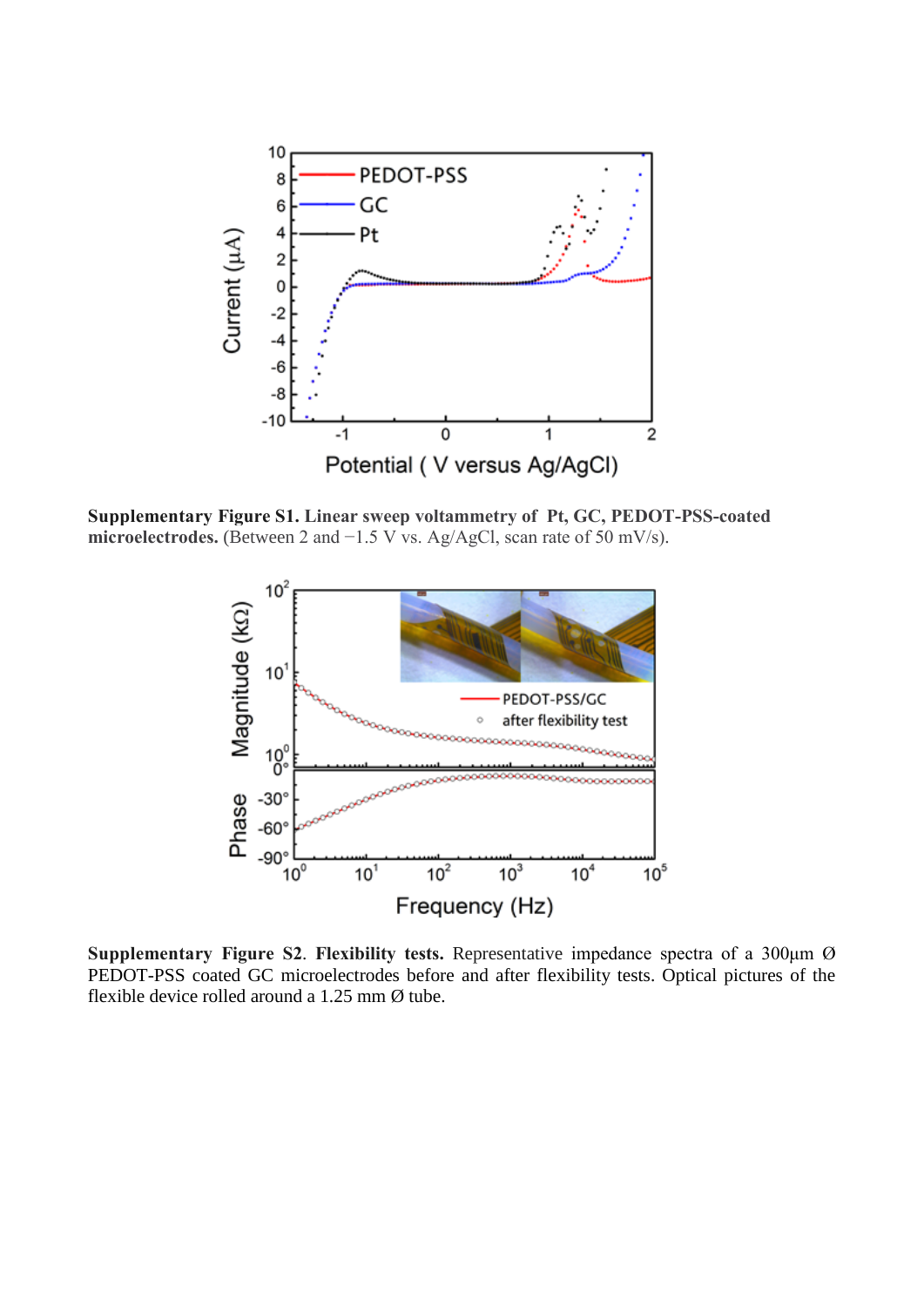**Supplementary Figure S1. Linear sweep voltammetry of Pt, GC, PEDOT-PSS-coated microelectrodes.** (Between 2 and −1.5 V vs. Ag/AgCl, scan rate of 50 mV/s).

**Supplementary Figure S2**. **Flexibility tests.** Representative impedance spectra of a 300µm Ø PEDOT-PSS coated GC microelectrodes before and after flexibility tests. Optical pictures of the flexible device rolled around a 1.25 mm Ø tube.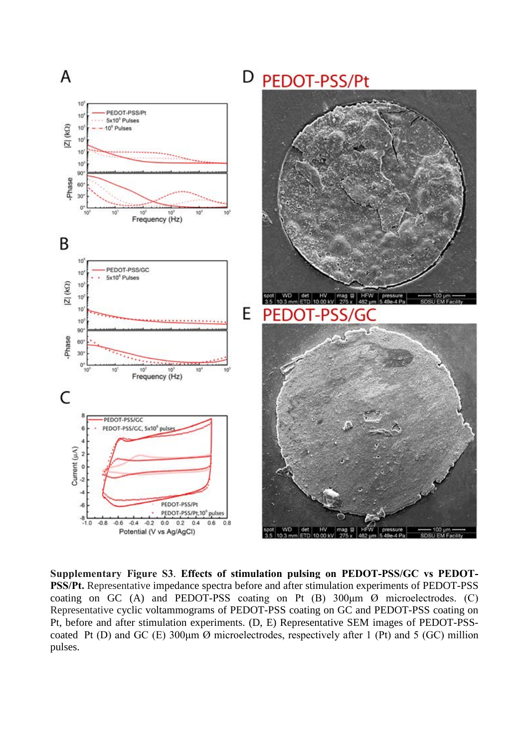**Supplementary Figure S3**. **Effects of stimulation pulsing on PEDOT-PSS/GC vs PEDOT-PSS/Pt.** Representative impedance spectra before and after stimulation experiments of PEDOT-PSS coating on GC (A) and PEDOT-PSS coating on Pt (B) 300µm Ø microelectrodes. (C) Representative cyclic voltammograms of PEDOT-PSS coating on GC and PEDOT-PSS coating on Pt, before and after stimulation experiments. (D, E) Representative SEM images of PEDOT-PSS-coated Pt (D) and GC (E) 300µm Ø microelectrodes, respectively after 1 (Pt) and 5 (GC) million pulses.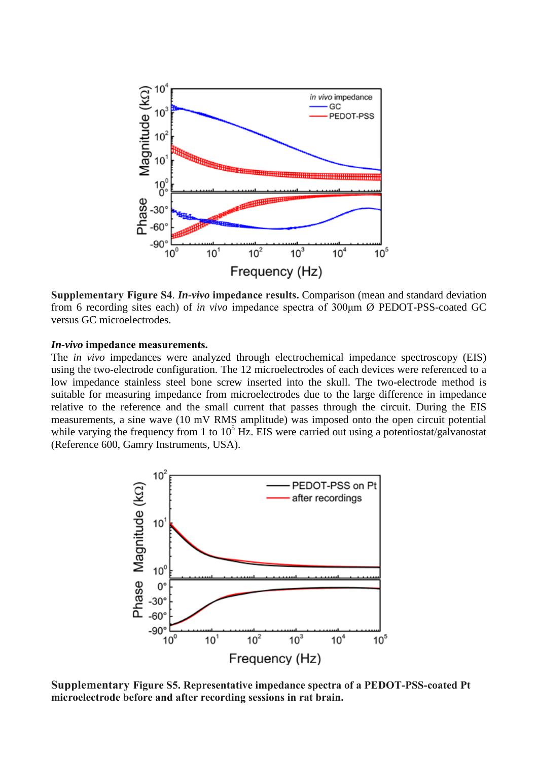**Supplementary Figure S4**. ***In-vivo* impedance results.** Comparison (mean and standard deviation from 6 recording sites each) of *in vivo* impedance spectra of 300μm Ø PEDOT-PSS-coated GC versus GC microelectrodes.

***In-vivo* impedance measurements.**

The *in vivo* impedances were analyzed through electrochemical impedance spectroscopy (EIS) using the two-electrode configuration. The 12 microelectrodes of each devices were referenced to a low impedance stainless steel bone screw inserted into the skull. The two-electrode method is suitable for measuring impedance from microelectrodes due to the large difference in impedance relative to the reference and the small current that passes through the circuit. During the EIS measurements, a sine wave (10 mV RMS amplitude) was imposed onto the open circuit potential while varying the frequency from 1 to $10^5$ Hz. EIS were carried out using a potentiostat/galvanostat (Reference 600, Gamry Instruments, USA).

**Supplementary Figure S5. Representative impedance spectra of a PEDOT-PSS-coated Pt microelectrode before and after recording sessions in rat brain.**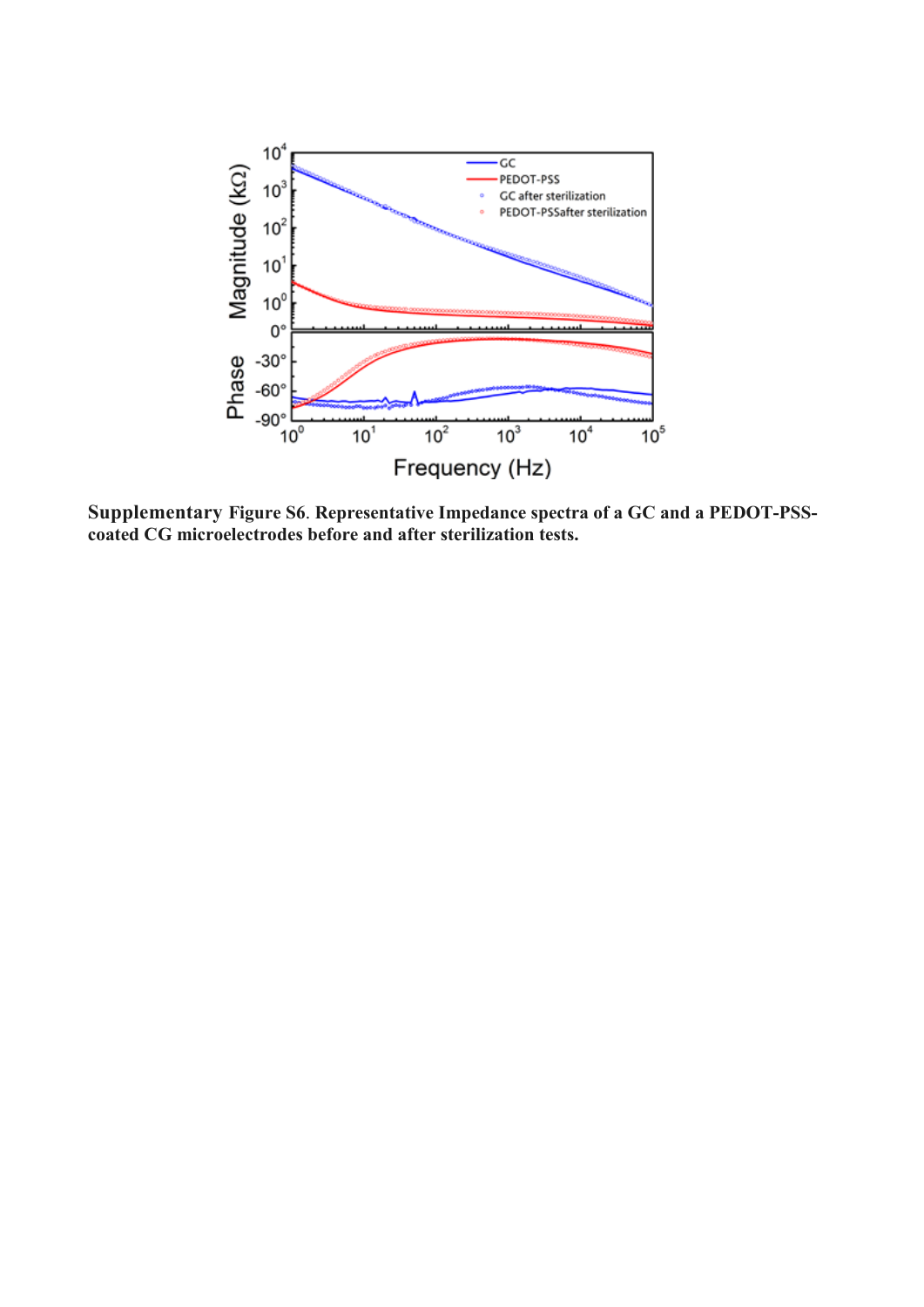Magnitude (kΩ)

$10^4$

$10^3$

$10^2$

$10^1$

$10^0$

GC

PEDOT-PSS

GC after sterilization

PEDOT-PSSafter sterilization

Phase

0°

-30°

-60°

-90°

$10^0$ $10^1$ $10^2$ $10^3$ $10^4$ $10^5$

Frequency (Hz)

**Supplementary Figure S6. Representative Impedance spectra of a GC and a PEDOT-PSS-coated CG microelectrodes before and after sterilization tests.**